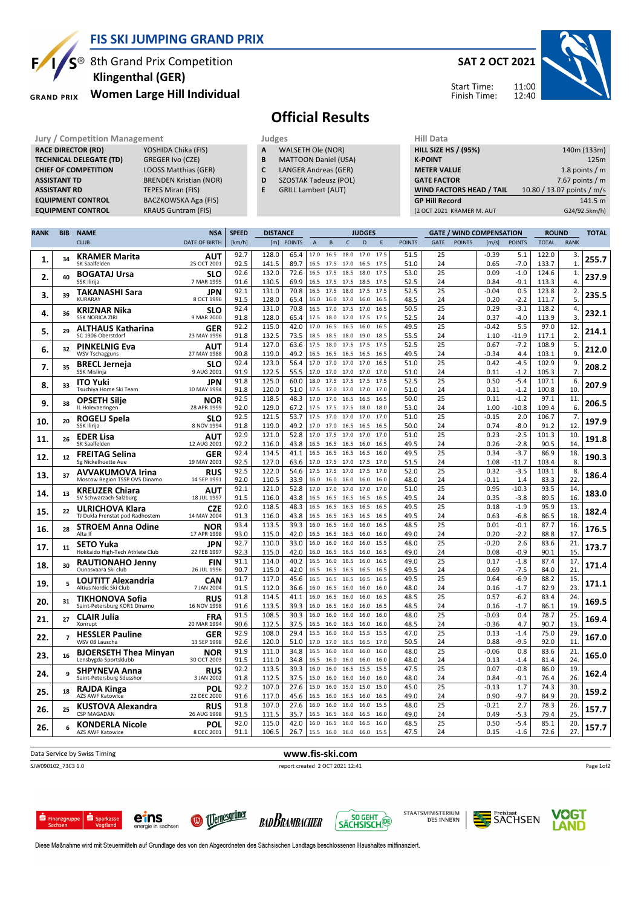# FIS SKI JUMPING GRAND PRIX

## 8th Grand Prix Competition
## Klingenthal (GER)
## Women Large Hill Individual

**SAT 2 OCT 2021**

Start Time: 11:00
Finish Time: 12:40

# Official Results

| Jury / Competition Management | |
|---|---|
| RACE DIRECTOR (RD) | YOSHIDA Chika (FIS) |
| TECHNICAL DELEGATE (TD) | GREGER Ivo (CZE) |
| CHIEF OF COMPETITION | LOOSS Matthias (GER) |
| ASSISTANT TD | BRENDEN Kristian (NOR) |
| ASSISTANT RD | TEPES Miran (FIS) |
| EQUIPMENT CONTROL | BACZKOWSKA Aga (FIS) |
| EQUIPMENT CONTROL | KRAUS Guntram (FIS) |

| Judges | |
|---|---|
| A | WALSETH Ole (NOR) |
| B | MATTOON Daniel (USA) |
| C | LANGER Andreas (GER) |
| D | SZOSTAK Tadeusz (POL) |
| E | GRILL Lambert (AUT) |

| Hill Data | |
|---|---|
| HILL SIZE HS / (95%) | 140m (133m) |
| K-POINT | 125m |
| METER VALUE | 1.8 points / m |
| GATE FACTOR | 7.67 points / m |
| WIND FACTORS HEAD / TAIL | 10.80 / 13.07 points / m/s |
| GP Hill Record | 141.5 m |
| (2 OCT 2021 KRAMER M. AUT | G24/92.5km/h) |

| RANK | BIB | NAME / CLUB | NSA / DATE OF BIRTH | SPEED [km/h] | DISTANCE [m] | DISTANCE POINTS | A | B | C | D | E | JUDGES POINTS | GATE | GATE POINTS | WIND [m/s] | WIND POINTS | ROUND TOTAL | ROUND RANK | TOTAL |
|---|---|---|---|---|---|---|---|---|---|---|---|---|---|---|---|---|---|---|---|
| 1. | 34 | KRAMER Marita / SK Saalfelden | AUT / 25 OCT 2001 | 92.7 | 128.0 | 65.4 | 17.0 | 16.5 | 18.0 | 17.0 | 17.5 | 51.5 | 25 | | -0.39 | 5.1 | 122.0 | 3. | 255.7 |
| | | | | 92.5 | 141.5 | 89.7 | 16.5 | 17.5 | 17.0 | 16.5 | 17.5 | 51.0 | 24 | | 0.65 | -7.0 | 133.7 | 1. | |
| 2. | 40 | BOGATAJ Ursa / SSK Ilirija | SLO / 7 MAR 1995 | 92.6 | 132.0 | 72.6 | 16.5 | 17.5 | 18.5 | 18.0 | 17.5 | 53.0 | 25 | | 0.09 | -1.0 | 124.6 | 1. | 237.9 |
| | | | | 91.6 | 130.5 | 69.9 | 16.5 | 17.5 | 17.5 | 18.5 | 17.5 | 52.5 | 24 | | 0.84 | -9.1 | 113.3 | 4. | |
| 3. | 39 | TAKANASHI Sara / KURARAY | JPN / 8 OCT 1996 | 92.1 | 131.0 | 70.8 | 16.5 | 17.5 | 18.0 | 17.5 | 17.5 | 52.5 | 25 | | -0.04 | 0.5 | 123.8 | 2. | 235.5 |
| | | | | 91.5 | 128.0 | 65.4 | 16.0 | 16.0 | 17.0 | 16.0 | 16.5 | 48.5 | 24 | | 0.20 | -2.2 | 111.7 | 5. | |
| 4. | 36 | KRIZNAR Nika / SSK NORICA ZIRI | SLO / 9 MAR 2000 | 92.4 | 131.0 | 70.8 | 16.5 | 17.0 | 17.5 | 17.0 | 16.5 | 50.5 | 25 | | 0.29 | -3.1 | 118.2 | 4. | 232.1 |
| | | | | 91.8 | 128.0 | 65.4 | 17.5 | 18.0 | 17.0 | 17.5 | 17.5 | 52.5 | 24 | | 0.37 | -4.0 | 113.9 | 3. | |
| 5. | 29 | ALTHAUS Katharina / SC 1906 Oberstdorf | GER / 23 MAY 1996 | 92.2 | 115.0 | 42.0 | 17.0 | 16.5 | 16.5 | 16.0 | 16.5 | 49.5 | 25 | | -0.42 | 5.5 | 97.0 | 12. | 214.1 |
| | | | | 91.8 | 132.5 | 73.5 | 18.5 | 18.5 | 18.0 | 19.0 | 18.5 | 55.5 | 24 | | 1.10 | -11.9 | 117.1 | 2. | |
| 6. | 32 | PINKELNIG Eva / WSV Tschagguns | AUT / 27 MAY 1988 | 91.4 | 127.0 | 63.6 | 17.5 | 18.0 | 17.5 | 17.5 | 17.5 | 52.5 | 25 | | 0.67 | -7.2 | 108.9 | 5. | 212.0 |
| | | | | 90.8 | 119.0 | 49.2 | 16.5 | 16.5 | 16.5 | 16.5 | 16.5 | 49.5 | 24 | | -0.34 | 4.4 | 103.1 | 9. | |
| 7. | 35 | BRECL Jerneja / SSK Mislinja | SLO / 9 AUG 2001 | 92.4 | 123.0 | 56.4 | 17.0 | 17.0 | 17.0 | 17.0 | 16.5 | 51.0 | 25 | | 0.42 | -4.5 | 102.9 | 9. | 208.2 |
| | | | | 91.9 | 122.5 | 55.5 | 17.0 | 17.0 | 17.0 | 17.0 | 17.0 | 51.0 | 24 | | 0.11 | -1.2 | 105.3 | 7. | |
| 8. | 33 | ITO Yuki / Tsuchiya Home Ski Team | JPN / 10 MAY 1994 | 91.8 | 125.0 | 60.0 | 18.0 | 17.5 | 17.5 | 17.5 | 17.5 | 52.5 | 25 | | 0.50 | -5.4 | 107.1 | 6. | 207.9 |
| | | | | 91.8 | 120.0 | 51.0 | 17.5 | 17.0 | 17.0 | 17.0 | 17.0 | 51.0 | 24 | | 0.11 | -1.2 | 100.8 | 10. | |
| 9. | 38 | OPSETH Silje / IL Holevaeringen | NOR / 28 APR 1999 | 92.5 | 118.5 | 48.3 | 17.0 | 17.0 | 16.5 | 16.5 | 16.5 | 50.0 | 25 | | 0.11 | -1.2 | 97.1 | 11. | 206.5 |
| | | | | 92.0 | 129.0 | 67.2 | 17.5 | 17.5 | 17.5 | 18.0 | 18.0 | 53.0 | 24 | | 1.00 | -10.8 | 109.4 | 6. | |
| 10. | 20 | ROGELJ Spela / SSK Ilirija | SLO / 8 NOV 1994 | 92.5 | 121.5 | 53.7 | 17.5 | 17.0 | 17.0 | 17.0 | 17.0 | 51.0 | 25 | | -0.15 | 2.0 | 106.7 | 7. | 197.9 |
| | | | | 91.8 | 119.0 | 49.2 | 17.0 | 17.0 | 16.5 | 16.5 | 16.5 | 50.0 | 24 | | 0.74 | -8.0 | 91.2 | 12. | |
| 11. | 26 | EDER Lisa / SK Saalfelden | AUT / 12 AUG 2001 | 92.9 | 121.0 | 52.8 | 17.0 | 17.5 | 17.0 | 17.0 | 17.0 | 51.0 | 25 | | 0.23 | -2.5 | 101.3 | 10. | 191.8 |
| | | | | 92.2 | 116.0 | 43.8 | 16.5 | 16.5 | 16.5 | 16.0 | 16.5 | 49.5 | 24 | | 0.26 | -2.8 | 90.5 | 14. | |
| 12. | 12 | FREITAG Selina / Sg Nickelhuette Aue | GER / 19 MAY 2001 | 92.4 | 114.5 | 41.1 | 16.5 | 16.5 | 16.5 | 16.5 | 16.0 | 49.5 | 25 | | 0.34 | -3.7 | 86.9 | 18. | 190.3 |
| | | | | 92.5 | 127.0 | 63.6 | 17.0 | 17.5 | 17.0 | 17.5 | 17.0 | 51.5 | 24 | | 1.08 | -11.7 | 103.4 | 8. | |
| 13. | 37 | AVVAKUMOVA Irina / Moscow Region TSSP OVS Dinamo | RUS / 14 SEP 1991 | 92.5 | 122.0 | 54.6 | 17.5 | 17.5 | 17.0 | 17.5 | 17.0 | 52.0 | 25 | | 0.32 | -3.5 | 103.1 | 8. | 186.4 |
| | | | | 92.0 | 110.5 | 33.9 | 16.0 | 16.0 | 16.0 | 16.0 | 16.0 | 48.0 | 24 | | -0.11 | 1.4 | 83.3 | 22. | |
| 14. | 13 | KREUZER Chiara / SV Schwarzach-Salzburg | AUT / 18 JUL 1997 | 92.1 | 121.0 | 52.8 | 17.0 | 17.0 | 17.0 | 17.0 | 17.0 | 51.0 | 25 | | 0.95 | -10.3 | 93.5 | 14. | 183.0 |
| | | | | 91.5 | 116.0 | 43.8 | 16.5 | 16.5 | 16.5 | 16.5 | 16.5 | 49.5 | 24 | | 0.35 | -3.8 | 89.5 | 16. | |
| 15. | 22 | ULRICHOVA Klara / TJ Dukla Frenstat pod Radhostem | CZE / 14 MAY 2004 | 92.0 | 118.5 | 48.3 | 16.5 | 16.5 | 16.5 | 16.5 | 16.5 | 49.5 | 25 | | 0.18 | -1.9 | 95.9 | 13. | 182.4 |
| | | | | 91.3 | 116.0 | 43.8 | 16.5 | 16.5 | 16.5 | 16.5 | 16.5 | 49.5 | 24 | | 0.63 | -6.8 | 86.5 | 18. | |
| 16. | 28 | STROEM Anna Odine / Alta If | NOR / 17 APR 1998 | 93.4 | 113.5 | 39.3 | 16.0 | 16.5 | 16.0 | 16.0 | 16.5 | 48.5 | 25 | | 0.01 | -0.1 | 87.7 | 16. | 176.5 |
| | | | | 93.0 | 115.0 | 42.0 | 16.5 | 16.5 | 16.5 | 16.0 | 16.0 | 49.0 | 24 | | 0.20 | -2.2 | 88.8 | 17. | |
| 17. | 11 | SETO Yuka / Hokkaido High-Tech Athlete Club | JPN / 22 FEB 1997 | 92.7 | 110.0 | 33.0 | 16.0 | 16.0 | 16.0 | 16.0 | 15.5 | 48.0 | 25 | | -0.20 | 2.6 | 83.6 | 21. | 173.7 |
| | | | | 92.3 | 115.0 | 42.0 | 16.5 | 16.0 | 16.5 | 16.0 | 16.5 | 49.0 | 24 | | 0.08 | -0.9 | 90.1 | 15. | |
| 18. | 30 | RAUTIONAHO Jenny / Ounasvaara Ski club | FIN / 26 JUL 1996 | 91.1 | 114.0 | 40.2 | 16.5 | 16.0 | 16.5 | 16.0 | 16.5 | 49.0 | 25 | | 0.17 | -1.8 | 87.4 | 17. | 171.4 |
| | | | | 90.7 | 115.0 | 42.0 | 16.5 | 16.5 | 16.5 | 16.5 | 16.5 | 49.5 | 24 | | 0.69 | -7.5 | 84.0 | 21. | |
| 19. | 5 | LOUTITT Alexandria / Altius Nordic Ski Club | CAN / 7 JAN 2004 | 91.7 | 117.0 | 45.6 | 16.5 | 16.5 | 16.5 | 16.5 | 16.5 | 49.5 | 25 | | 0.64 | -6.9 | 88.2 | 15. | 171.1 |
| | | | | 91.5 | 112.0 | 36.6 | 16.0 | 16.5 | 16.0 | 16.0 | 16.0 | 48.0 | 24 | | 0.16 | -1.7 | 82.9 | 23. | |
| 20. | 31 | TIKHONOVA Sofia / Saint-Petersburg KOR1 Dinamo | RUS / 16 NOV 1998 | 91.8 | 114.5 | 41.1 | 16.0 | 16.5 | 16.0 | 16.0 | 16.5 | 48.5 | 25 | | 0.57 | -6.2 | 83.4 | 24. | 169.5 |
| | | | | 91.6 | 113.5 | 39.3 | 16.0 | 16.5 | 16.0 | 16.0 | 16.5 | 48.5 | 24 | | 0.16 | -1.7 | 86.1 | 19. | |
| 21. | 27 | CLAIR Julia / Xonrupt | FRA / 20 MAR 1994 | 91.5 | 108.5 | 30.3 | 16.0 | 16.0 | 16.0 | 16.0 | 16.0 | 48.0 | 25 | | -0.03 | 0.4 | 78.7 | 25. | 169.4 |
| | | | | 90.6 | 112.5 | 37.5 | 16.5 | 16.0 | 16.0 | 16.0 | 16.0 | 48.5 | 24 | | -0.36 | 4.7 | 90.7 | 13. | |
| 22. | 7 | HESSLER Pauline / WSV 08 Lauscha | GER / 13 SEP 1998 | 92.9 | 108.0 | 29.4 | 15.5 | 16.0 | 16.0 | 15.5 | 15.5 | 47.0 | 25 | | 0.13 | -1.4 | 75.0 | 29. | 167.0 |
| | | | | 92.6 | 120.0 | 51.0 | 17.0 | 17.0 | 16.5 | 16.5 | 17.0 | 50.5 | 24 | | 0.88 | -9.5 | 92.0 | 11. | |
| 23. | 16 | BJOERSETH Thea Minyan / Lensbygda Sportsklubb | NOR / 30 OCT 2003 | 91.9 | 111.0 | 34.8 | 16.5 | 16.0 | 16.0 | 16.0 | 16.0 | 48.0 | 25 | | -0.06 | 0.8 | 83.6 | 21. | 165.0 |
| | | | | 91.5 | 111.0 | 34.8 | 16.5 | 16.0 | 16.0 | 16.0 | 16.0 | 48.0 | 24 | | 0.13 | -1.4 | 81.4 | 24. | |
| 24. | 9 | SHPYNEVA Anna / Saint-Petersburg Sdusshor | RUS / 3 JAN 2002 | 92.2 | 113.5 | 39.3 | 16.0 | 16.0 | 16.5 | 15.5 | 15.5 | 47.5 | 25 | | 0.07 | -0.8 | 86.0 | 19. | 162.4 |
| | | | | 91.8 | 112.5 | 37.5 | 16.0 | 16.0 | 16.0 | 16.0 | 16.0 | 48.0 | 24 | | 0.84 | -9.1 | 76.4 | 26. | |
| 25. | 18 | RAJDA Kinga / AZS AWF Katowice | POL / 22 DEC 2000 | 92.2 | 107.0 | 27.6 | 15.0 | 16.0 | 15.0 | 15.0 | 15.0 | 45.0 | 25 | | -0.13 | 1.7 | 74.3 | 30. | 159.2 |
| | | | | 91.6 | 117.0 | 45.6 | 16.5 | 16.0 | 16.5 | 16.0 | 16.5 | 49.0 | 24 | | 0.90 | -9.7 | 84.9 | 20. | |
| 26. | 25 | KUSTOVA Alexandra / CSP MAGADAN | RUS / 26 AUG 1998 | 91.8 | 107.0 | 27.6 | 16.0 | 16.0 | 16.0 | 16.0 | 15.5 | 48.0 | 25 | | -0.21 | 2.7 | 78.3 | 26. | 157.7 |
| | | | | 91.5 | 111.5 | 35.7 | 16.5 | 16.5 | 16.0 | 16.5 | 16.0 | 49.0 | 24 | | 0.49 | -5.3 | 79.4 | 25. | |
| 26. | 6 | KONDERLA Nicole / AZS AWF Katowice | POL / 8 DEC 2001 | 92.0 | 115.0 | 42.0 | 16.0 | 16.5 | 16.0 | 16.5 | 16.0 | 48.5 | 25 | | 0.50 | -5.4 | 85.1 | 20. | 157.7 |
| | | | | 91.1 | 106.5 | 26.7 | 15.5 | 16.0 | 16.0 | 16.0 | 15.5 | 47.5 | 24 | | 0.15 | -1.6 | 72.6 | 27. | |

Data Service by Swiss Timing

www.fis-ski.com

SJW090102_73C3 1.0 report created 2 OCT 2021 12:41

Diese Maßnahme wird mit Steuermitteln auf Grundlage des von den Abgeordneten des Sächsischen Landtags beschlossenen Haushaltes mitfinanziert.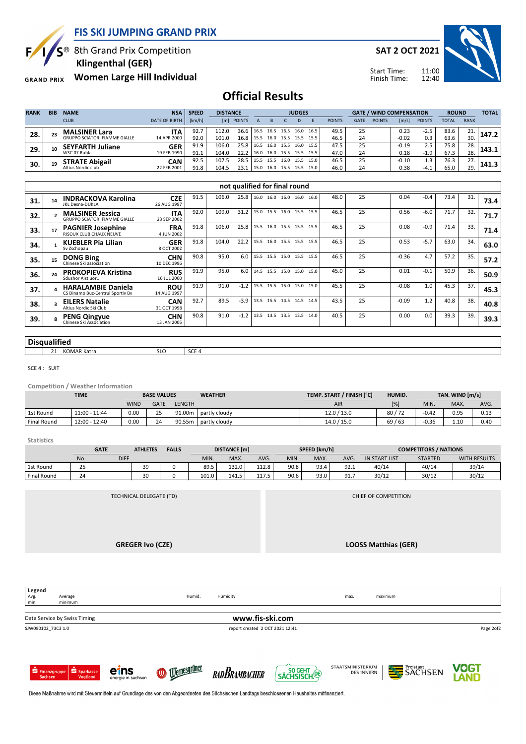# FIS SKI JUMPING GRAND PRIX

8th Grand Prix Competition
**Klingenthal (GER)**
**Women Large Hill Individual**

**SAT 2 OCT 2021**

Start Time: 11:00
Finish Time: 12:40

## Official Results

| RANK | BIB | NAME / CLUB | NSA / DATE OF BIRTH | SPEED [km/h] | DISTANCE [m] | DISTANCE POINTS | A | B | C | D | E | JUDGES POINTS | GATE | GATE POINTS | WIND [m/s] | WIND POINTS | ROUND TOTAL | ROUND RANK | TOTAL |
|---|---|---|---|---|---|---|---|---|---|---|---|---|---|---|---|---|---|---|---|
| 28. | 23 | **MALSINER Lara** GRUPPO SCIATORI FIAMME GIALLE | **ITA** 14 APR 2000 | 92.7 | 112.0 | 36.6 | 16.5 | 16.5 | 16.5 | 16.0 | 16.5 | 49.5 | 25 | | 0.23 | -2.5 | 83.6 | 21. | **147.2** |
| | | | | 92.0 | 101.0 | 16.8 | 15.5 | 16.0 | 15.5 | 15.5 | 15.5 | 46.5 | 24 | | -0.02 | 0.3 | 63.6 | 30. | |
| 29. | 10 | **SEYFARTH Juliane** WSC 07 Ruhla | **GER** 19 FEB 1990 | 91.9 | 106.0 | 25.8 | 16.5 | 16.0 | 15.5 | 16.0 | 15.5 | 47.5 | 25 | | -0.19 | 2.5 | 75.8 | 28. | **143.1** |
| | | | | 91.1 | 104.0 | 22.2 | 16.0 | 16.0 | 15.5 | 15.5 | 15.5 | 47.0 | 24 | | 0.18 | -1.9 | 67.3 | 28. | |
| 30. | 19 | **STRATE Abigail** Altius Nordic club | **CAN** 22 FEB 2001 | 92.5 | 107.5 | 28.5 | 15.5 | 15.5 | 16.0 | 15.5 | 15.0 | 46.5 | 25 | | -0.10 | 1.3 | 76.3 | 27. | **141.3** |
| | | | | 91.8 | 104.5 | 23.1 | 15.0 | 16.0 | 15.5 | 15.5 | 15.0 | 46.0 | 24 | | 0.38 | -4.1 | 65.0 | 29. | |

### not qualified for final round

| RANK | BIB | NAME / CLUB | NSA / DATE OF BIRTH | SPEED [km/h] | DISTANCE [m] | DISTANCE POINTS | A | B | C | D | E | JUDGES POINTS | GATE | GATE POINTS | WIND [m/s] | WIND POINTS | ROUND TOTAL | ROUND RANK | TOTAL |
|---|---|---|---|---|---|---|---|---|---|---|---|---|---|---|---|---|---|---|---|
| 31. | 14 | **INDRACKOVA Karolina** JKL Desna-DUKLA | **CZE** 26 AUG 1997 | 91.5 | 106.0 | 25.8 | 16.0 | 16.0 | 16.0 | 16.0 | 16.0 | 48.0 | 25 | | 0.04 | -0.4 | 73.4 | 31. | **73.4** |
| 32. | 2 | **MALSINER Jessica** GRUPPO SCIATORI FIAMME GIALLE | **ITA** 23 SEP 2002 | 92.0 | 109.0 | 31.2 | 15.0 | 15.5 | 16.0 | 15.5 | 15.5 | 46.5 | 25 | | 0.56 | -6.0 | 71.7 | 32. | **71.7** |
| 33. | 17 | **PAGNIER Josephine** RISOUX CLUB CHAUX NEUVE | **FRA** 4 JUN 2002 | 91.8 | 106.0 | 25.8 | 15.5 | 16.0 | 15.5 | 15.5 | 15.5 | 46.5 | 25 | | 0.08 | -0.9 | 71.4 | 33. | **71.4** |
| 34. | 1 | **KUEBLER Pia Lilian** Sv Zschopau | **GER** 8 OCT 2002 | 91.8 | 104.0 | 22.2 | 15.5 | 16.0 | 15.5 | 15.5 | 15.5 | 46.5 | 25 | | 0.53 | -5.7 | 63.0 | 34. | **63.0** |
| 35. | 15 | **DONG Bing** Chinese Ski association | **CHN** 10 DEC 1996 | 90.8 | 95.0 | 6.0 | 15.5 | 15.5 | 15.0 | 15.5 | 15.5 | 46.5 | 25 | | -0.36 | 4.7 | 57.2 | 35. | **57.2** |
| 36. | 24 | **PROKOPIEVA Kristina** Sdushor Aist uor1 | **RUS** 16 JUL 2000 | 91.9 | 95.0 | 6.0 | 14.5 | 15.5 | 15.0 | 15.0 | 15.0 | 45.0 | 25 | | 0.01 | -0.1 | 50.9 | 36. | **50.9** |
| 37. | 4 | **HARALAMBIE Daniela** CS Dinamo Buc-Centrul Sportiv Bv | **ROU** 14 AUG 1997 | 91.9 | 91.0 | -1.2 | 15.5 | 15.5 | 15.0 | 15.0 | 15.0 | 45.5 | 25 | | -0.08 | 1.0 | 45.3 | 37. | **45.3** |
| 38. | 3 | **EILERS Natalie** Altius Nordic Ski Club | **CAN** 31 OCT 1998 | 92.7 | 89.5 | -3.9 | 13.5 | 15.5 | 14.5 | 14.5 | 14.5 | 43.5 | 25 | | -0.09 | 1.2 | 40.8 | 38. | **40.8** |
| 39. | 8 | **PENG Qingyue** Chinese Ski Association | **CHN** 13 JAN 2005 | 90.8 | 91.0 | -1.2 | 13.5 | 13.5 | 13.5 | 13.5 | 14.0 | 40.5 | 25 | | 0.00 | 0.0 | 39.3 | 39. | **39.3** |

### Disqualified

| BIB | NAME | NSA | REASON |
|---|---|---|---|
| 21 | KOMAR Katra | SLO | SCE 4 |

SCE 4 : SUIT

### Competition / Weather Information

| | TIME | BASE VALUES WIND | BASE VALUES GATE | BASE VALUES LENGTH | WEATHER AIR | TEMP. START / FINISH [°C] | HUMID. [%] | TAN. WIND MIN. [m/s] | TAN. WIND MAX. [m/s] | TAN. WIND AVG. [m/s] |
|---|---|---|---|---|---|---|---|---|---|---|
| 1st Round | 11:00 - 11:44 | 0.00 | 25 | 91.00m | partly cloudy | 12.0 / 13.0 | 80 / 72 | -0.42 | 0.95 | 0.13 |
| Final Round | 12:00 - 12:40 | 0.00 | 24 | 90.55m | partly cloudy | 14.0 / 15.0 | 69 / 63 | -0.36 | 1.10 | 0.40 |

### Statistics

| | GATE No. | GATE DIFF | ATHLETES | FALLS | DISTANCE MIN. [m] | DISTANCE MAX. [m] | DISTANCE AVG. [m] | SPEED MIN. [km/h] | SPEED MAX. [km/h] | SPEED AVG. [km/h] | IN START LIST | STARTED | WITH RESULTS |
|---|---|---|---|---|---|---|---|---|---|---|---|---|---|
| 1st Round | 25 | | 39 | 0 | 89.5 | 132.0 | 112.8 | 90.8 | 93.4 | 92.1 | 40/14 | 40/14 | 39/14 |
| Final Round | 24 | | 30 | 0 | 101.0 | 141.5 | 117.5 | 90.6 | 93.0 | 91.7 | 30/12 | 30/12 | 30/12 |

TECHNICAL DELEGATE (TD): **GREGER Ivo (CZE)**

CHIEF OF COMPETITION: **LOOSS Matthias (GER)**

**Legend**
Avg. Average
min. minimum
Humid. Humidity
max. maximum

Data Service by Swiss Timing — www.fis-ski.com

SJW090102_73C3 1.0 — report created 2 OCT 2021 12:41

Diese Maßnahme wird mit Steuermitteln auf Grundlage des von den Abgeordneten des Sächsischen Landtags beschlossenen Haushaltes mitfinanziert.